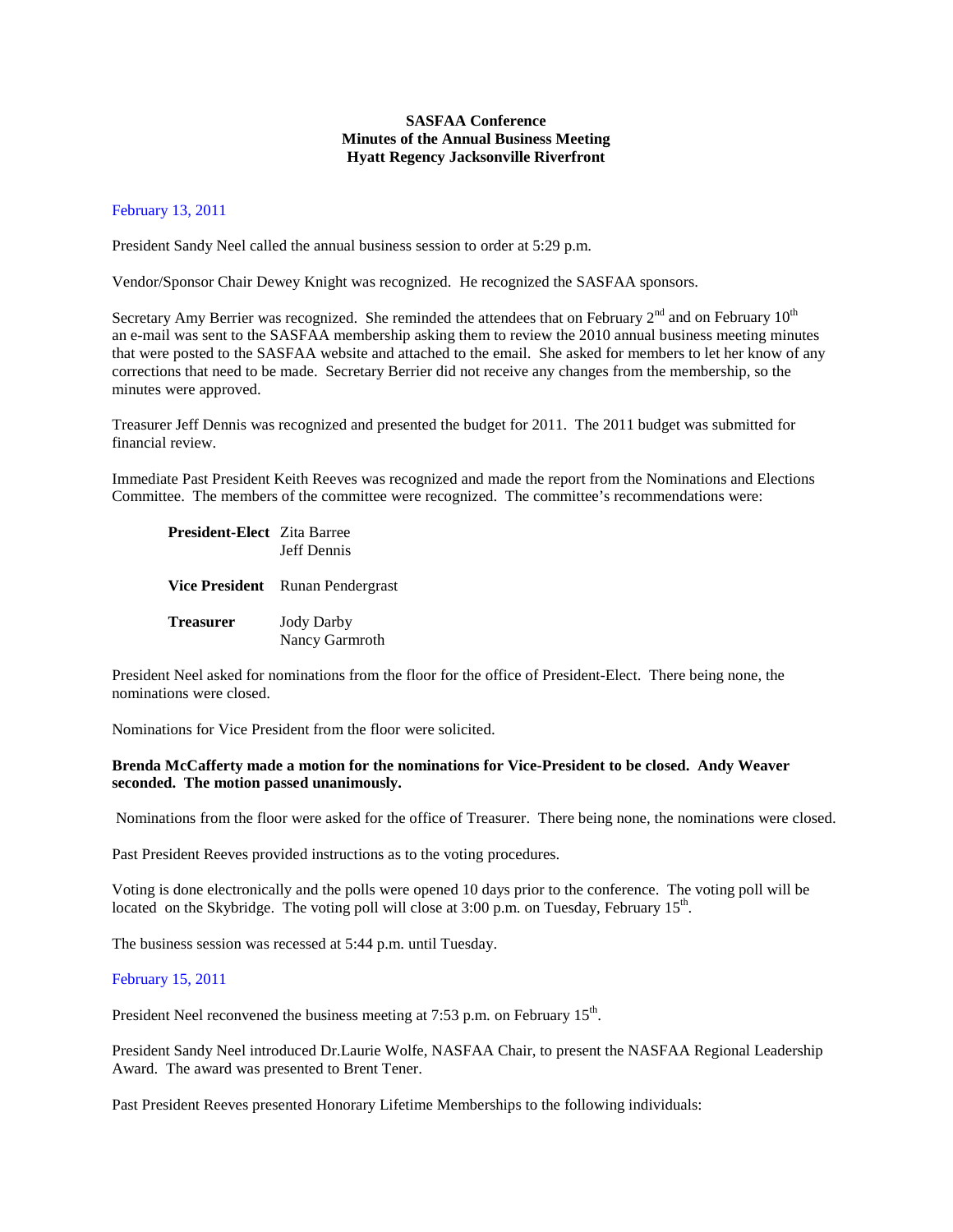**SASFAA Conference**
**Minutes of the Annual Business Meeting**
**Hyatt Regency Jacksonville Riverfront**

February 13, 2011

President Sandy Neel called the annual business session to order at 5:29 p.m.

Vendor/Sponsor Chair Dewey Knight was recognized. He recognized the SASFAA sponsors.

Secretary Amy Berrier was recognized. She reminded the attendees that on February 2nd and on February 10th an e-mail was sent to the SASFAA membership asking them to review the 2010 annual business meeting minutes that were posted to the SASFAA website and attached to the email. She asked for members to let her know of any corrections that need to be made. Secretary Berrier did not receive any changes from the membership, so the minutes were approved.

Treasurer Jeff Dennis was recognized and presented the budget for 2011. The 2011 budget was submitted for financial review.

Immediate Past President Keith Reeves was recognized and made the report from the Nominations and Elections Committee. The members of the committee were recognized. The committee's recommendations were:

| | |
|---|---|
| **President-Elect** | Zita Barree<br>Jeff Dennis |
| **Vice President** | Runan Pendergrast |
| **Treasurer** | Jody Darby<br>Nancy Garmroth |

President Neel asked for nominations from the floor for the office of President-Elect. There being none, the nominations were closed.

Nominations for Vice President from the floor were solicited.

**Brenda McCafferty made a motion for the nominations for Vice-President to be closed. Andy Weaver seconded. The motion passed unanimously.**

Nominations from the floor were asked for the office of Treasurer. There being none, the nominations were closed.

Past President Reeves provided instructions as to the voting procedures.

Voting is done electronically and the polls were opened 10 days prior to the conference. The voting poll will be located on the Skybridge. The voting poll will close at 3:00 p.m. on Tuesday, February 15th.

The business session was recessed at 5:44 p.m. until Tuesday.

February 15, 2011

President Neel reconvened the business meeting at 7:53 p.m. on February 15th.

President Sandy Neel introduced Dr.Laurie Wolfe, NASFAA Chair, to present the NASFAA Regional Leadership Award. The award was presented to Brent Tener.

Past President Reeves presented Honorary Lifetime Memberships to the following individuals: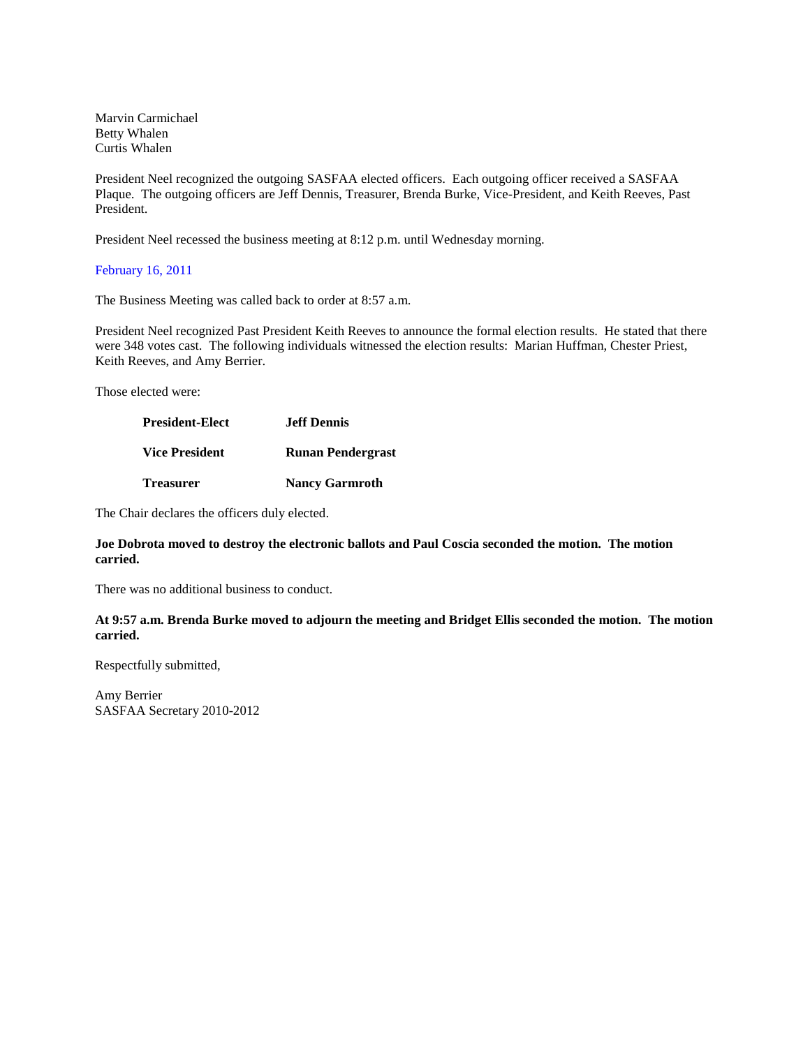Marvin Carmichael
Betty Whalen
Curtis Whalen

President Neel recognized the outgoing SASFAA elected officers. Each outgoing officer received a SASFAA Plaque. The outgoing officers are Jeff Dennis, Treasurer, Brenda Burke, Vice-President, and Keith Reeves, Past President.

President Neel recessed the business meeting at 8:12 p.m. until Wednesday morning.

February 16, 2011

The Business Meeting was called back to order at 8:57 a.m.

President Neel recognized Past President Keith Reeves to announce the formal election results. He stated that there were 348 votes cast. The following individuals witnessed the election results: Marian Huffman, Chester Priest, Keith Reeves, and Amy Berrier.

Those elected were:

| | |
|---|---|
| **President-Elect** | **Jeff Dennis** |
| **Vice President** | **Runan Pendergrast** |
| **Treasurer** | **Nancy Garmroth** |

The Chair declares the officers duly elected.

**Joe Dobrota moved to destroy the electronic ballots and Paul Coscia seconded the motion. The motion carried.**

There was no additional business to conduct.

**At 9:57 a.m. Brenda Burke moved to adjourn the meeting and Bridget Ellis seconded the motion. The motion carried.**

Respectfully submitted,

Amy Berrier
SASFAA Secretary 2010-2012